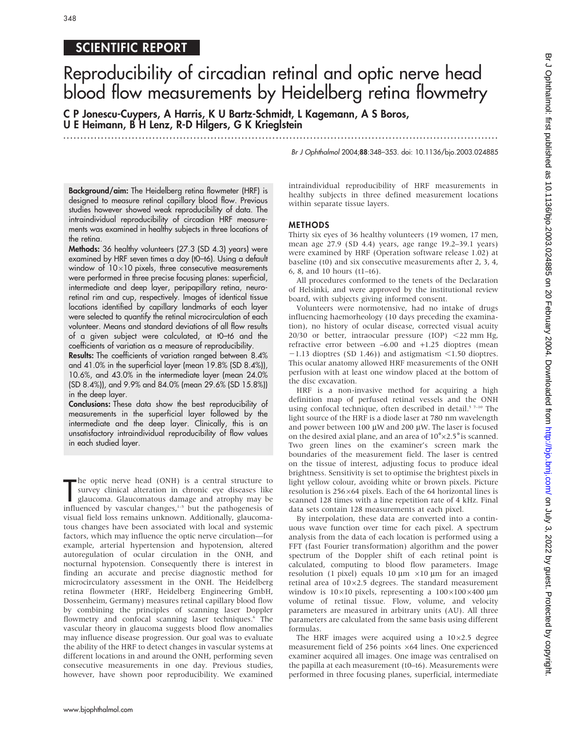SCIENTIFIC REPORT

# Reproducibility of circadian retinal and optic nerve head blood flow measurements by Heidelberg retina flowmetry

C P Jonescu-Cuypers, A Harris, K U Bartz-Schmidt, L Kagemann, A S Boros, U E Heimann, B H Lenz, R-D Hilgers, G K Krieglstein

Br J Ophthalmol 2004;88:348–353. doi: 10.1136/bjo.2003.024885

**Background/aim:** The Heidelberg retina flowmeter (HRF) is designed to measure retinal capillary blood flow. Previous studies however showed weak reproducibility of data. The intraindividual reproducibility of circadian HRF measurements was examined in healthy subjects in three locations of the retina.

**Methods:** 36 healthy volunteers (27.3 (SD 4.3) years) were examined by HRF seven times a day (t0–t6). Using a default window of 10×10 pixels, three consecutive measurements were performed in three precise focusing planes: superficial, intermediate and deep layer, peripapillary retina, neuroretinal rim and cup, respectively. Images of identical tissue locations identified by capillary landmarks of each layer were selected to quantify the retinal microcirculation of each volunteer. Means and standard deviations of all flow results of a given subject were calculated, at t0–t6 and the coefficients of variation as a measure of reproducibility.

**Results:** The coefficients of variation ranged between 8.4% and 41.0% in the superficial layer (mean 19.8% (SD 8.4%)), 10.6%, and 43.0% in the intermediate layer (mean 24.0% (SD 8.4%)), and 9.9% and 84.0% (mean 29.6% (SD 15.8%)) in the deep layer.

**Conclusions:** These data show the best reproducibility of measurements in the superficial layer followed by the intermediate and the deep layer. Clinically, this is an unsatisfactory intraindividual reproducibility of flow values in each studied layer.

The optic nerve head (ONH) is a central structure to survey clinical alteration in chronic eye diseases like glaucoma. Glaucomatous damage and atrophy may be influenced by vascular changes,[1–5] but the pathogenesis of visual field loss remains unknown. Additionally, glaucomatous changes have been associated with local and systemic factors, which may influence the optic nerve circulation—for example, arterial hypertension and hypotension, altered autoregulation of ocular circulation in the ONH, and nocturnal hypotension. Consequently there is interest in finding an accurate and precise diagnostic method for microcirculatory assessment in the ONH. The Heidelberg retina flowmeter (HRF, Heidelberg Engineering GmbH, Dossenheim, Germany) measures retinal capillary blood flow by combining the principles of scanning laser Doppler flowmetry and confocal scanning laser techniques.[6] The vascular theory in glaucoma suggests blood flow anomalies may influence disease progression. Our goal was to evaluate the ability of the HRF to detect changes in vascular systems at different locations in and around the ONH, performing seven consecutive measurements in one day. Previous studies, however, have shown poor reproducibility. We examined intraindividual reproducibility of HRF measurements in healthy subjects in three defined measurement locations within separate tissue layers.

## METHODS

Thirty six eyes of 36 healthy volunteers (19 women, 17 men, mean age 27.9 (SD 4.4) years, age range 19.2–39.1 years) were examined by HRF (Operation software release 1.02) at baseline (t0) and six consecutive measurements after 2, 3, 4, 6, 8, and 10 hours (t1–t6).

All procedures conformed to the tenets of the Declaration of Helsinki, and were approved by the institutional review board, with subjects giving informed consent.

Volunteers were normotensive, had no intake of drugs influencing haemorheology (10 days preceding the examination), no history of ocular disease, corrected visual acuity 20/30 or better, intraocular pressure (IOP) <22 mm Hg, refractive error between –6.00 and +1.25 dioptres (mean −1.13 dioptres (SD 1.46)) and astigmatism <1.50 dioptres. This ocular anatomy allowed HRF measurements of the ONH perfusion with at least one window placed at the bottom of the disc excavation.

HRF is a non-invasive method for acquiring a high definition map of perfused retinal vessels and the ONH using confocal technique, often described in detail.[5 7–10] The light source of the HRF is a diode laser at 780 nm wavelength and power between 100 µW and 200 µW. The laser is focused on the desired axial plane, and an area of 10°×2.5° is scanned. Two green lines on the examiner's screen mark the boundaries of the measurement field. The laser is centred on the tissue of interest, adjusting focus to produce ideal brightness. Sensitivity is set to optimise the brightest pixels in light yellow colour, avoiding white or brown pixels. Picture resolution is 256×64 pixels. Each of the 64 horizontal lines is scanned 128 times with a line repetition rate of 4 kHz. Final data sets contain 128 measurements at each pixel.

By interpolation, these data are converted into a continuous wave function over time for each pixel. A spectrum analysis from the data of each location is performed using a FFT (fast Fourier transformation) algorithm and the power spectrum of the Doppler shift of each retinal point is calculated, computing to blood flow parameters. Image resolution (1 pixel) equals 10 µm ×10 µm for an imaged retinal area of 10×2.5 degrees. The standard measurement window is 10×10 pixels, representing a 100×100×400 µm volume of retinal tissue. Flow, volume, and velocity parameters are measured in arbitrary units (AU). All three parameters are calculated from the same basis using different formulas.

The HRF images were acquired using a 10×2.5 degree measurement field of 256 points ×64 lines. One experienced examiner acquired all images. One image was centralised on the papilla at each measurement (t0–t6). Measurements were performed in three focusing planes, superficial, intermediate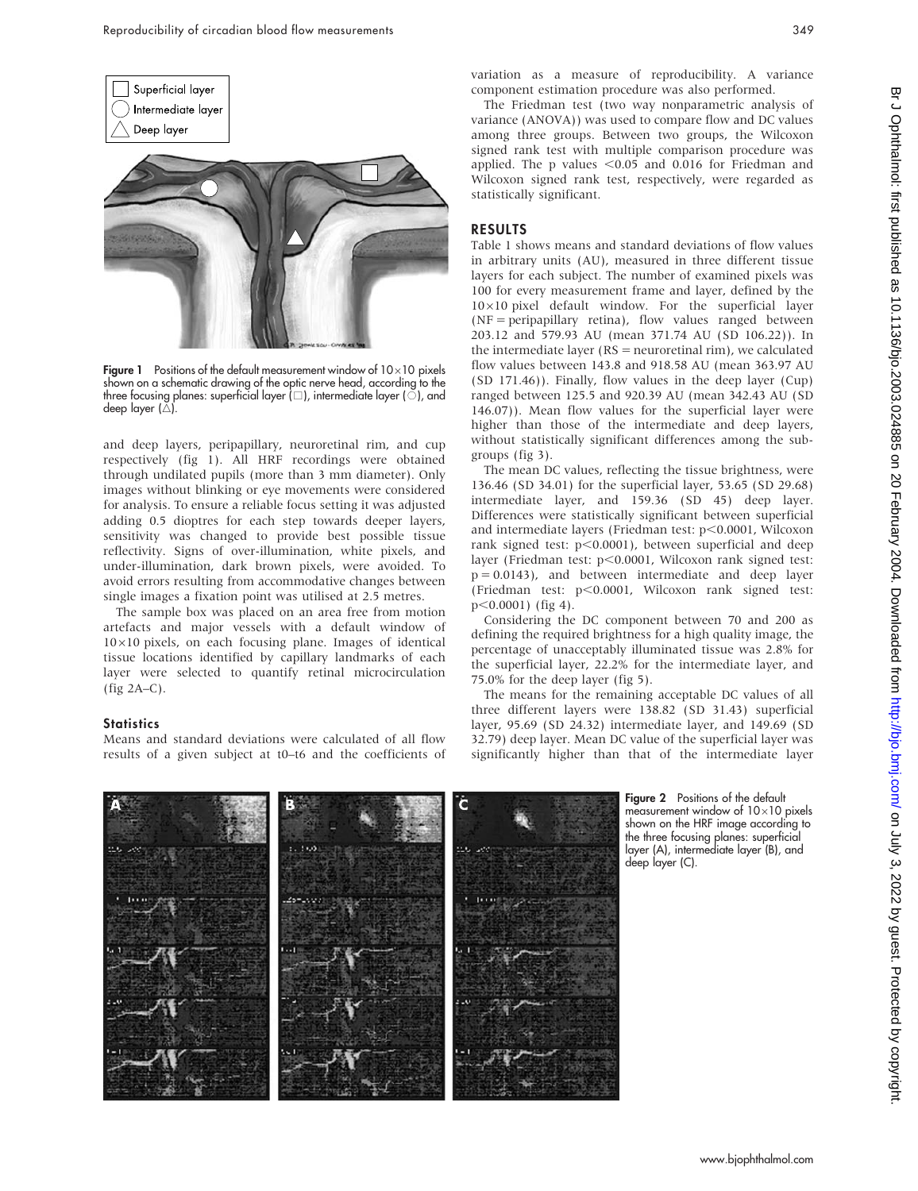Figure 1 Positions of the default measurement window of 10×10 pixels shown on a schematic drawing of the optic nerve head, according to the three focusing planes: superficial layer (□), intermediate layer (○), and deep layer (△).

and deep layers, peripapillary, neuroretinal rim, and cup respectively (fig 1). All HRF recordings were obtained through undilated pupils (more than 3 mm diameter). Only images without blinking or eye movements were considered for analysis. To ensure a reliable focus setting it was adjusted adding 0.5 dioptres for each step towards deeper layers, sensitivity was changed to provide best possible tissue reflectivity. Signs of over-illumination, white pixels, and under-illumination, dark brown pixels, were avoided. To avoid errors resulting from accommodative changes between single images a fixation point was utilised at 2.5 metres.

The sample box was placed on an area free from motion artefacts and major vessels with a default window of 10×10 pixels, on each focusing plane. Images of identical tissue locations identified by capillary landmarks of each layer were selected to quantify retinal microcirculation (fig 2A–C).

### Statistics

Means and standard deviations were calculated of all flow results of a given subject at t0–t6 and the coefficients of variation as a measure of reproducibility. A variance component estimation procedure was also performed.

The Friedman test (two way nonparametric analysis of variance (ANOVA)) was used to compare flow and DC values among three groups. Between two groups, the Wilcoxon signed rank test with multiple comparison procedure was applied. The p values <0.05 and 0.016 for Friedman and Wilcoxon signed rank test, respectively, were regarded as statistically significant.

## RESULTS

Table 1 shows means and standard deviations of flow values in arbitrary units (AU), measured in three different tissue layers for each subject. The number of examined pixels was 100 for every measurement frame and layer, defined by the 10×10 pixel default window. For the superficial layer (NF = peripapillary retina), flow values ranged between 203.12 and 579.93 AU (mean 371.74 AU (SD 106.22)). In the intermediate layer (RS = neuroretinal rim), we calculated flow values between 143.8 and 918.58 AU (mean 363.97 AU (SD 171.46)). Finally, flow values in the deep layer (Cup) ranged between 125.5 and 920.39 AU (mean 342.43 AU (SD 146.07)). Mean flow values for the superficial layer were higher than those of the intermediate and deep layers, without statistically significant differences among the subgroups (fig 3).

The mean DC values, reflecting the tissue brightness, were 136.46 (SD 34.01) for the superficial layer, 53.65 (SD 29.68) intermediate layer, and 159.36 (SD 45) deep layer. Differences were statistically significant between superficial and intermediate layers (Friedman test: $p<0.0001$, Wilcoxon rank signed test: $p<0.0001$), between superficial and deep layer (Friedman test: $p<0.0001$, Wilcoxon rank signed test: $p = 0.0143$), and between intermediate and deep layer (Friedman test: $p<0.0001$, Wilcoxon rank signed test: $p<0.0001$) (fig 4).

Considering the DC component between 70 and 200 as defining the required brightness for a high quality image, the percentage of unacceptably illuminated tissue was 2.8% for the superficial layer, 22.2% for the intermediate layer, and 75.0% for the deep layer (fig 5).

The means for the remaining acceptable DC values of all three different layers were 138.82 (SD 31.43) superficial layer, 95.69 (SD 24.32) intermediate layer, and 149.69 (SD 32.79) deep layer. Mean DC value of the superficial layer was significantly higher than that of the intermediate layer

Figure 2 Positions of the default measurement window of 10×10 pixels shown on the HRF image according to the three focusing planes: superficial layer (A), intermediate layer (B), and deep layer (C).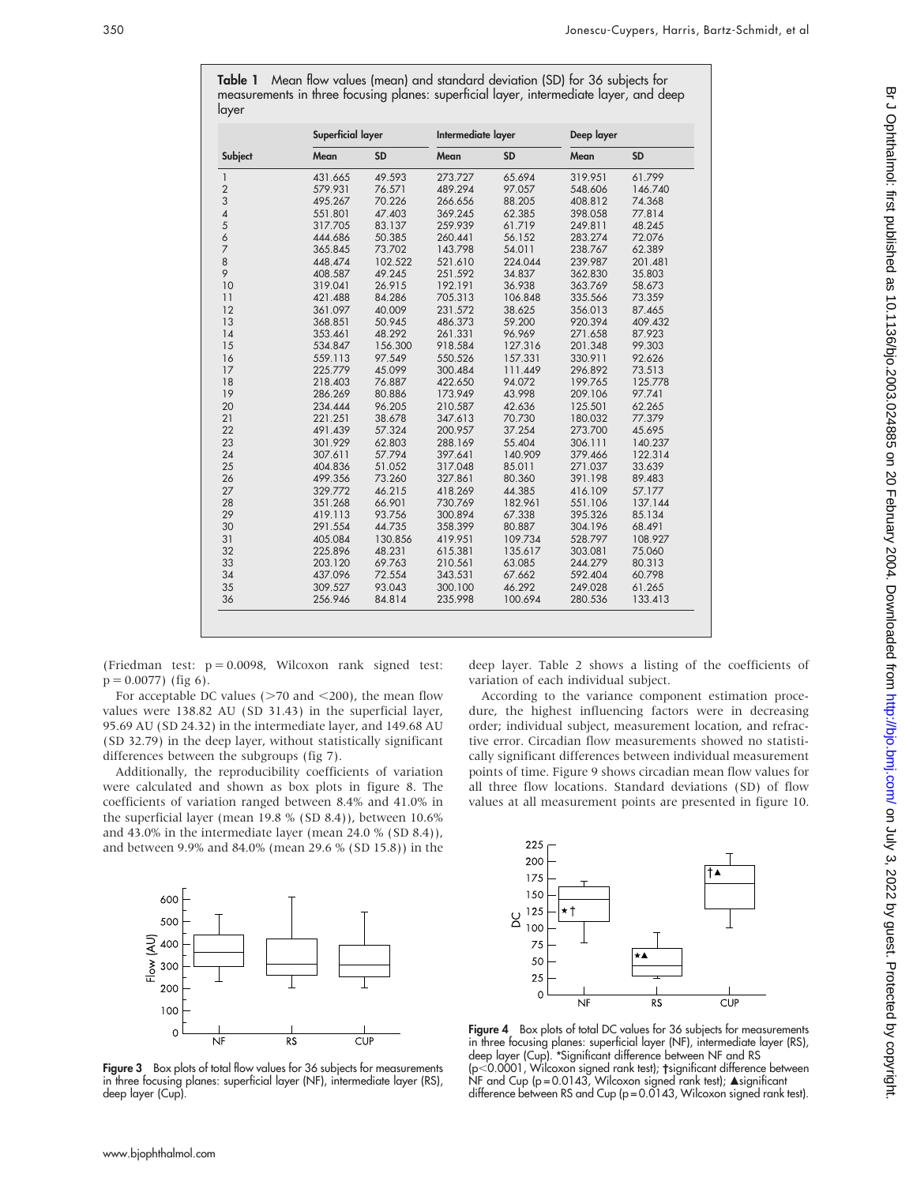**Table 1** Mean flow values (mean) and standard deviation (SD) for 36 subjects for measurements in three focusing planes: superficial layer, intermediate layer, and deep layer

| Subject | Superficial layer | | Intermediate layer | | Deep layer | |
|---|---|---|---|---|---|---|
| | Mean | SD | Mean | SD | Mean | SD |
| 1 | 431.665 | 49.593 | 273.727 | 65.694 | 319.951 | 61.799 |
| 2 | 579.931 | 76.571 | 489.294 | 97.057 | 548.606 | 146.740 |
| 3 | 495.267 | 70.226 | 266.656 | 88.205 | 408.812 | 74.368 |
| 4 | 551.801 | 47.403 | 369.245 | 62.385 | 398.058 | 77.814 |
| 5 | 317.705 | 83.137 | 259.939 | 61.719 | 249.811 | 48.245 |
| 6 | 444.686 | 50.385 | 260.441 | 56.152 | 283.274 | 72.076 |
| 7 | 365.845 | 73.702 | 143.798 | 54.011 | 238.767 | 62.389 |
| 8 | 448.474 | 102.522 | 521.610 | 224.044 | 239.987 | 201.481 |
| 9 | 408.587 | 49.245 | 251.592 | 34.837 | 362.830 | 35.803 |
| 10 | 319.041 | 26.915 | 192.191 | 36.938 | 363.769 | 58.673 |
| 11 | 421.488 | 84.286 | 705.313 | 106.848 | 335.566 | 73.359 |
| 12 | 361.097 | 40.009 | 231.572 | 38.625 | 356.013 | 87.465 |
| 13 | 368.851 | 50.945 | 486.373 | 59.200 | 920.394 | 409.432 |
| 14 | 353.461 | 48.292 | 261.331 | 96.969 | 271.658 | 87.923 |
| 15 | 534.847 | 156.300 | 918.584 | 127.316 | 201.348 | 99.303 |
| 16 | 559.113 | 97.549 | 550.526 | 157.331 | 330.911 | 92.626 |
| 17 | 225.779 | 45.099 | 300.484 | 111.449 | 296.892 | 73.513 |
| 18 | 218.403 | 76.887 | 422.650 | 94.072 | 199.765 | 125.778 |
| 19 | 286.269 | 80.886 | 173.949 | 43.998 | 209.106 | 97.741 |
| 20 | 234.444 | 96.205 | 210.587 | 42.636 | 125.501 | 62.265 |
| 21 | 221.251 | 38.678 | 347.613 | 70.730 | 180.032 | 77.379 |
| 22 | 491.439 | 57.324 | 200.957 | 37.254 | 273.700 | 45.695 |
| 23 | 301.929 | 62.803 | 288.169 | 55.404 | 306.111 | 140.237 |
| 24 | 307.611 | 57.794 | 397.641 | 140.909 | 379.466 | 122.314 |
| 25 | 404.836 | 51.052 | 317.048 | 85.011 | 271.037 | 33.639 |
| 26 | 499.356 | 73.260 | 327.861 | 80.360 | 391.198 | 89.483 |
| 27 | 329.772 | 46.215 | 418.269 | 44.385 | 416.109 | 57.177 |
| 28 | 351.268 | 66.901 | 730.769 | 182.961 | 551.106 | 137.144 |
| 29 | 419.113 | 93.756 | 300.894 | 67.338 | 395.326 | 85.134 |
| 30 | 291.554 | 44.735 | 358.399 | 80.887 | 304.196 | 68.491 |
| 31 | 405.084 | 130.856 | 419.951 | 109.734 | 528.797 | 108.927 |
| 32 | 225.896 | 48.231 | 615.381 | 135.617 | 303.081 | 75.060 |
| 33 | 203.120 | 69.763 | 210.561 | 63.085 | 244.279 | 80.313 |
| 34 | 437.096 | 72.554 | 343.531 | 67.662 | 592.404 | 60.798 |
| 35 | 309.527 | 93.043 | 300.100 | 46.292 | 249.028 | 61.265 |
| 36 | 256.946 | 84.814 | 235.998 | 100.694 | 280.536 | 133.413 |

(Friedman test: p = 0.0098, Wilcoxon rank signed test: p = 0.0077) (fig 6).

For acceptable DC values (>70 and <200), the mean flow values were 138.82 AU (SD 31.43) in the superficial layer, 95.69 AU (SD 24.32) in the intermediate layer, and 149.68 AU (SD 32.79) in the deep layer, without statistically significant differences between the subgroups (fig 7).

Additionally, the reproducibility coefficients of variation were calculated and shown as box plots in figure 8. The coefficients of variation ranged between 8.4% and 41.0% in the superficial layer (mean 19.8 % (SD 8.4)), between 10.6% and 43.0% in the intermediate layer (mean 24.0 % (SD 8.4)), and between 9.9% and 84.0% (mean 29.6 % (SD 15.8)) in the deep layer. Table 2 shows a listing of the coefficients of variation of each individual subject.

According to the variance component estimation procedure, the highest influencing factors were in decreasing order; individual subject, measurement location, and refractive error. Circadian flow measurements showed no statistically significant differences between individual measurement points of time. Figure 9 shows circadian mean flow values for all three flow locations. Standard deviations (SD) of flow values at all measurement points are presented in figure 10.

**Figure 3** Box plots of total flow values for 36 subjects for measurements in three focusing planes: superficial layer (NF), intermediate layer (RS), deep layer (Cup).

**Figure 4** Box plots of total DC values for 36 subjects for measurements in three focusing planes: superficial layer (NF), intermediate layer (RS), deep layer (Cup). *Significant difference between NF and RS (p<0.0001, Wilcoxon signed rank test); †significant difference between NF and Cup (p = 0.0143, Wilcoxon signed rank test); ▲significant difference between RS and Cup (p = 0.0143, Wilcoxon signed rank test).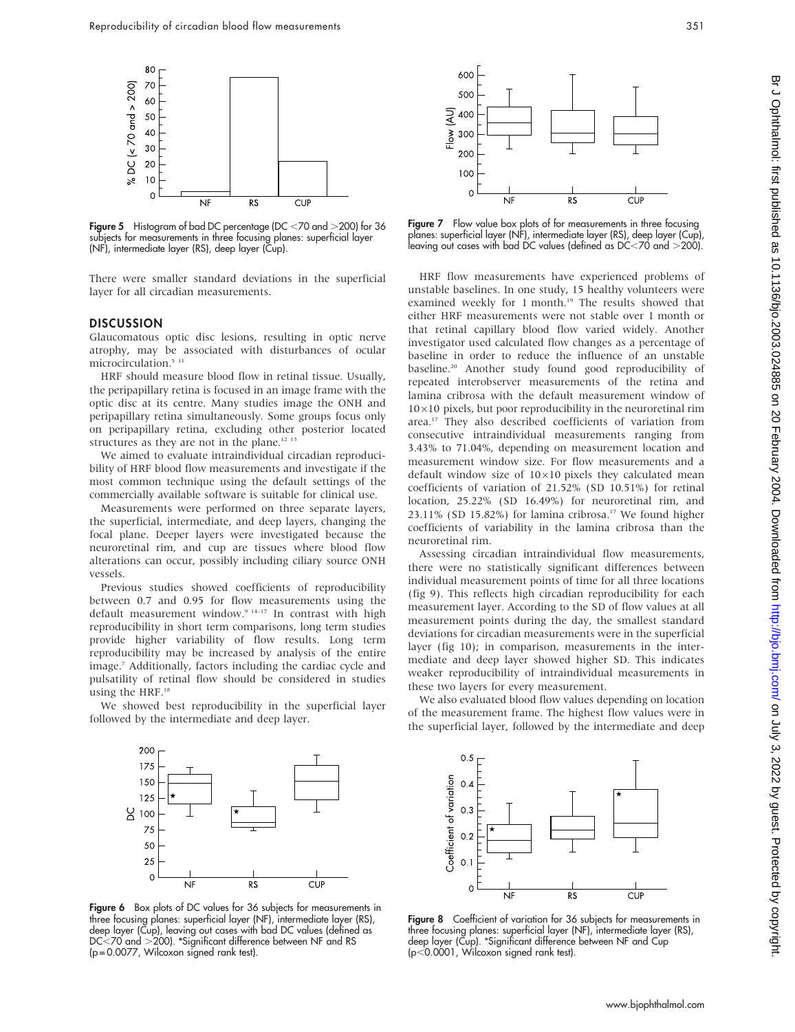Figure 5 Histogram of bad DC percentage (DC <70 and >200) for 36 subjects for measurements in three focusing planes: superficial layer (NF), intermediate layer (RS), deep layer (Cup).

There were smaller standard deviations in the superficial layer for all circadian measurements.

## DISCUSSION

Glaucomatous optic disc lesions, resulting in optic nerve atrophy, may be associated with disturbances of ocular microcirculation.[5 11]

HRF should measure blood flow in retinal tissue. Usually, the peripapillary retina is focused in an image frame with the optic disc at its centre. Many studies image the ONH and peripapillary retina simultaneously. Some groups focus only on peripapillary retina, excluding other posterior located structures as they are not in the plane.[12 13]

We aimed to evaluate intraindividual circadian reproducibility of HRF blood flow measurements and investigate if the most common technique using the default settings of the commercially available software is suitable for clinical use.

Measurements were performed on three separate layers, the superficial, intermediate, and deep layers, changing the focal plane. Deeper layers were investigated because the neuroretinal rim, and cup are tissues where blood flow alterations can occur, possibly including ciliary source ONH vessels.

Previous studies showed coefficients of reproducibility between 0.7 and 0.95 for flow measurements using the default measurement window.[9 14–17] In contrast with high reproducibility in short term comparisons, long term studies provide higher variability of flow results. Long term reproducibility may be increased by analysis of the entire image.[7] Additionally, factors including the cardiac cycle and pulsatility of retinal flow should be considered in studies using the HRF.[18]

We showed best reproducibility in the superficial layer followed by the intermediate and deep layer.

Figure 6 Box plots of DC values for 36 subjects for measurements in three focusing planes: superficial layer (NF), intermediate layer (RS), deep layer (Cup), leaving out cases with bad DC values (defined as DC<70 and >200). *Significant difference between NF and RS (p = 0.0077, Wilcoxon signed rank test).

Figure 7 Flow value box plots of for measurements in three focusing planes: superficial layer (NF), intermediate layer (RS), deep layer (Cup), leaving out cases with bad DC values (defined as DC<70 and >200).

HRF flow measurements have experienced problems of unstable baselines. In one study, 15 healthy volunteers were examined weekly for 1 month.[19] The results showed that either HRF measurements were not stable over 1 month or that retinal capillary blood flow varied widely. Another investigator used calculated flow changes as a percentage of baseline in order to reduce the influence of an unstable baseline.[20] Another study found good reproducibility of repeated interobserver measurements of the retina and lamina cribrosa with the default measurement window of $10 \times 10$ pixels, but poor reproducibility in the neuroretinal rim area.[17] They also described coefficients of variation from consecutive intraindividual measurements ranging from 3.43% to 71.04%, depending on measurement location and measurement window size. For flow measurements and a default window size of $10 \times 10$ pixels they calculated mean coefficients of variation of 21.52% (SD 10.51%) for retinal location, 25.22% (SD 16.49%) for neuroretinal rim, and 23.11% (SD 15.82%) for lamina cribrosa.[17] We found higher coefficients of variability in the lamina cribrosa than the neuroretinal rim.

Assessing circadian intraindividual flow measurements, there were no statistically significant differences between individual measurement points of time for all three locations (fig 9). This reflects high circadian reproducibility for each measurement layer. According to the SD of flow values at all measurement points during the day, the smallest standard deviations for circadian measurements were in the superficial layer (fig 10); in comparison, measurements in the intermediate and deep layer showed higher SD. This indicates weaker reproducibility of intraindividual measurements in these two layers for every measurement.

We also evaluated blood flow values depending on location of the measurement frame. The highest flow values were in the superficial layer, followed by the intermediate and deep

Figure 8 Coefficient of variation for 36 subjects for measurements in three focusing planes: superficial layer (NF), intermediate layer (RS), deep layer (Cup). *Significant difference between NF and Cup (p<0.0001, Wilcoxon signed rank test).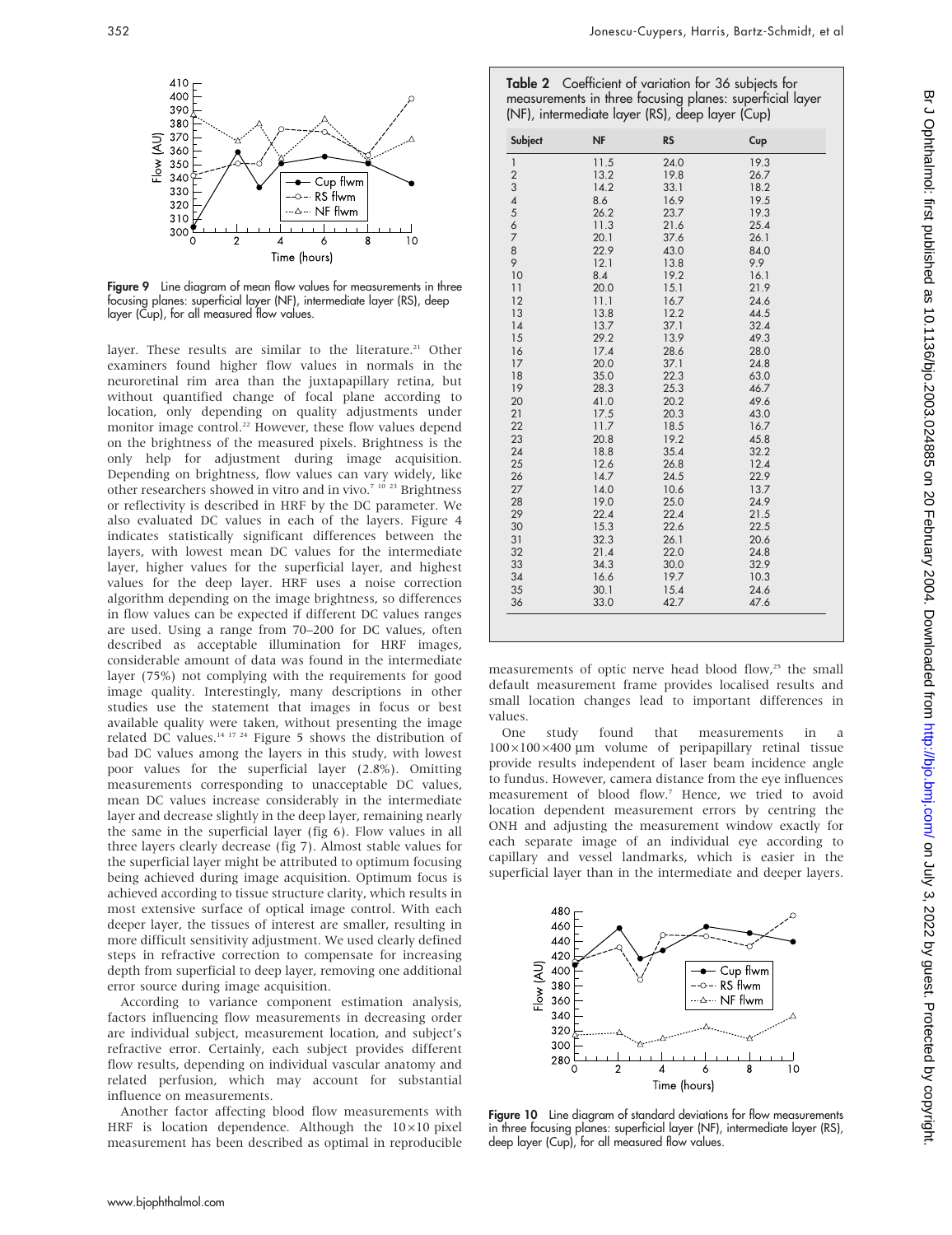Figure 9 Line diagram of mean flow values for measurements in three focusing planes: superficial layer (NF), intermediate layer (RS), deep layer (Cup), for all measured flow values.

layer. These results are similar to the literature.[21] Other examiners found higher flow values in normals in the neuroretinal rim area than the juxtapapillary retina, but without quantified change of focal plane according to location, only depending on quality adjustments under monitor image control.[22] However, these flow values depend on the brightness of the measured pixels. Brightness is the only help for adjustment during image acquisition. Depending on brightness, flow values can vary widely, like other researchers showed in vitro and in vivo.[7 10 23] Brightness or reflectivity is described in HRF by the DC parameter. We also evaluated DC values in each of the layers. Figure 4 indicates statistically significant differences between the layers, with lowest mean DC values for the intermediate layer, higher values for the superficial layer, and highest values for the deep layer. HRF uses a noise correction algorithm depending on the image brightness, so differences in flow values can be expected if different DC values ranges are used. Using a range from 70–200 for DC values, often described as acceptable illumination for HRF images, considerable amount of data was found in the intermediate layer (75%) not complying with the requirements for good image quality. Interestingly, many descriptions in other studies use the statement that images in focus or best available quality were taken, without presenting the image related DC values.[14 17 24] Figure 5 shows the distribution of bad DC values among the layers in this study, with lowest poor values for the superficial layer (2.8%). Omitting measurements corresponding to unacceptable DC values, mean DC values increase considerably in the intermediate layer and decrease slightly in the deep layer, remaining nearly the same in the superficial layer (fig 6). Flow values in all three layers clearly decrease (fig 7). Almost stable values for the superficial layer might be attributed to optimum focusing being achieved during image acquisition. Optimum focus is achieved according to tissue structure clarity, which results in most extensive surface of optical image control. With each deeper layer, the tissues of interest are smaller, resulting in more difficult sensitivity adjustment. We used clearly defined steps in refractive correction to compensate for increasing depth from superficial to deep layer, removing one additional error source during image acquisition.

According to variance component estimation analysis, factors influencing flow measurements in decreasing order are individual subject, measurement location, and subject's refractive error. Certainly, each subject provides different flow results, depending on individual vascular anatomy and related perfusion, which may account for substantial influence on measurements.

Another factor affecting blood flow measurements with HRF is location dependence. Although the 10×10 pixel measurement has been described as optimal in reproducible measurements of optic nerve head blood flow,[25] the small default measurement frame provides localised results and small location changes lead to important differences in values.

One study found that measurements in a 100×100×400 µm volume of peripapillary retinal tissue provide results independent of laser beam incidence angle to fundus. However, camera distance from the eye influences measurement of blood flow.[7] Hence, we tried to avoid location dependent measurement errors by centring the ONH and adjusting the measurement window exactly for each separate image of an individual eye according to capillary and vessel landmarks, which is easier in the superficial layer than in the intermediate and deeper layers.

**Table 2** Coefficient of variation for 36 subjects for measurements in three focusing planes: superficial layer (NF), intermediate layer (RS), deep layer (Cup)

| Subject | NF | RS | Cup |
|---|---|---|---|
| 1 | 11.5 | 24.0 | 19.3 |
| 2 | 13.2 | 19.8 | 26.7 |
| 3 | 14.2 | 33.1 | 18.2 |
| 4 | 8.6 | 16.9 | 19.5 |
| 5 | 26.2 | 23.7 | 19.3 |
| 6 | 11.3 | 21.6 | 25.4 |
| 7 | 20.1 | 37.6 | 26.1 |
| 8 | 22.9 | 43.0 | 84.0 |
| 9 | 12.1 | 13.8 | 9.9 |
| 10 | 8.4 | 19.2 | 16.1 |
| 11 | 20.0 | 15.1 | 21.9 |
| 12 | 11.1 | 16.7 | 24.6 |
| 13 | 13.8 | 12.2 | 44.5 |
| 14 | 13.7 | 37.1 | 32.4 |
| 15 | 29.2 | 13.9 | 49.3 |
| 16 | 17.4 | 28.6 | 28.0 |
| 17 | 20.0 | 37.1 | 24.8 |
| 18 | 35.0 | 22.3 | 63.0 |
| 19 | 28.3 | 25.3 | 46.7 |
| 20 | 41.0 | 20.2 | 49.6 |
| 21 | 17.5 | 20.3 | 43.0 |
| 22 | 11.7 | 18.5 | 16.7 |
| 23 | 20.8 | 19.2 | 45.8 |
| 24 | 18.8 | 35.4 | 32.2 |
| 25 | 12.6 | 26.8 | 12.4 |
| 26 | 14.7 | 24.5 | 22.9 |
| 27 | 14.0 | 10.6 | 13.7 |
| 28 | 19.0 | 25.0 | 24.9 |
| 29 | 22.4 | 22.4 | 21.5 |
| 30 | 15.3 | 22.6 | 22.5 |
| 31 | 32.3 | 26.1 | 20.6 |
| 32 | 21.4 | 22.0 | 24.8 |
| 33 | 34.3 | 30.0 | 32.9 |
| 34 | 16.6 | 19.7 | 10.3 |
| 35 | 30.1 | 15.4 | 24.6 |
| 36 | 33.0 | 42.7 | 47.6 |

Figure 10 Line diagram of standard deviations for flow measurements in three focusing planes: superficial layer (NF), intermediate layer (RS), deep layer (Cup), for all measured flow values.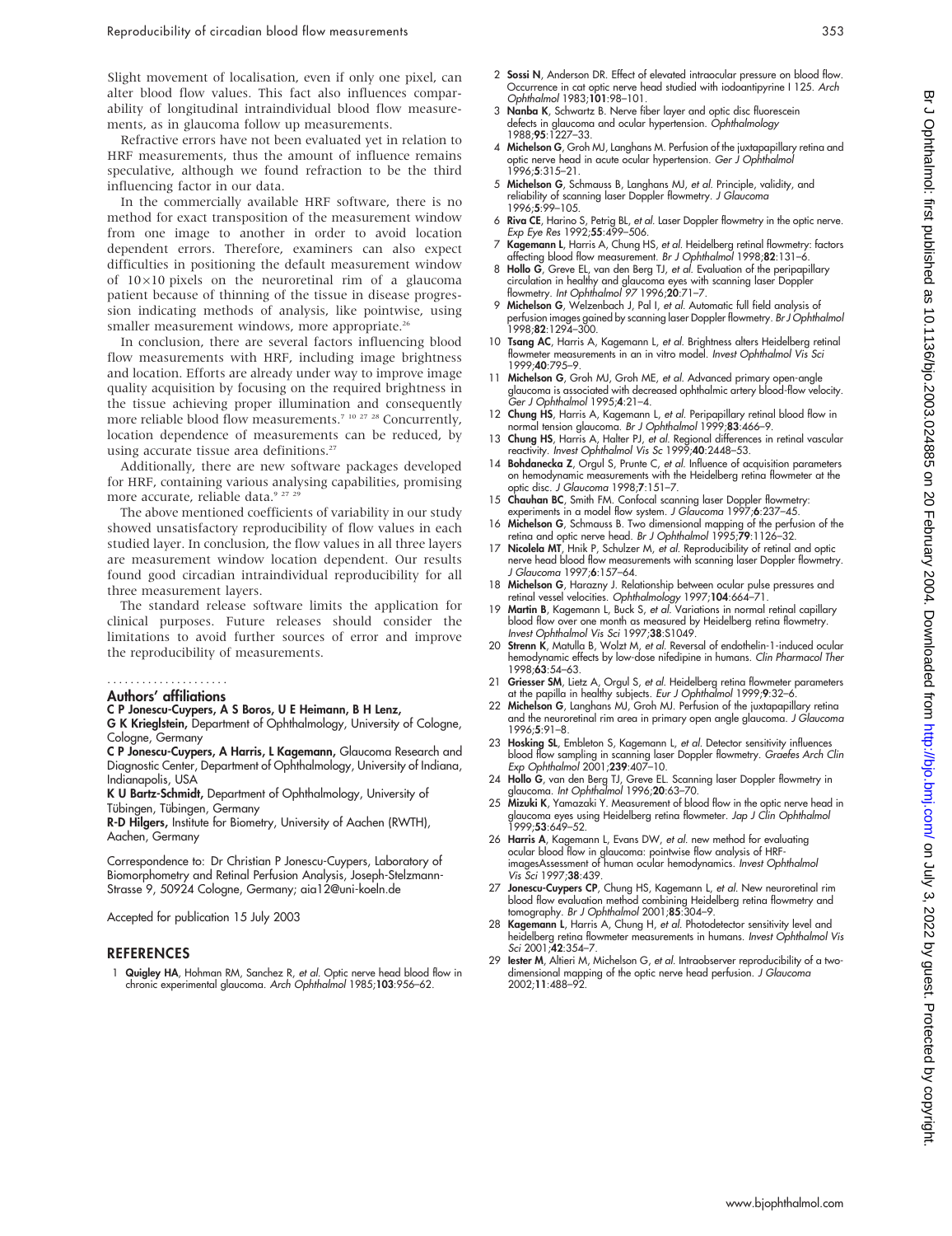Slight movement of localisation, even if only one pixel, can alter blood flow values. This fact also influences comparability of longitudinal intraindividual blood flow measurements, as in glaucoma follow up measurements.

Refractive errors have not been evaluated yet in relation to HRF measurements, thus the amount of influence remains speculative, although we found refraction to be the third influencing factor in our data.

In the commercially available HRF software, there is no method for exact transposition of the measurement window from one image to another in order to avoid location dependent errors. Therefore, examiners can also expect difficulties in positioning the default measurement window of 10×10 pixels on the neuroretinal rim of a glaucoma patient because of thinning of the tissue in disease progression indicating methods of analysis, like pointwise, using smaller measurement windows, more appropriate.[26]

In conclusion, there are several factors influencing blood flow measurements with HRF, including image brightness and location. Efforts are already under way to improve image quality acquisition by focusing on the required brightness in the tissue achieving proper illumination and consequently more reliable blood flow measurements.[7 10 27 28] Concurrently, location dependence of measurements can be reduced, by using accurate tissue area definitions.[27]

Additionally, there are new software packages developed for HRF, containing various analysing capabilities, promising more accurate, reliable data.[9 27 29]

The above mentioned coefficients of variability in our study showed unsatisfactory reproducibility of flow values in each studied layer. In conclusion, the flow values in all three layers are measurement window location dependent. Our results found good circadian intraindividual reproducibility for all three measurement layers.

The standard release software limits the application for clinical purposes. Future releases should consider the limitations to avoid further sources of error and improve the reproducibility of measurements.

## Authors' affiliations

**C P Jonescu-Cuypers, A S Boros, U E Heimann, B H Lenz, G K Krieglstein,** Department of Ophthalmology, University of Cologne, Cologne, Germany

**C P Jonescu-Cuypers, A Harris, L Kagemann,** Glaucoma Research and Diagnostic Center, Department of Ophthalmology, University of Indiana, Indianapolis, USA

**K U Bartz-Schmidt,** Department of Ophthalmology, University of Tübingen, Tübingen, Germany

**R-D Hilgers,** Institute for Biometry, University of Aachen (RWTH), Aachen, Germany

Correspondence to: Dr Christian P Jonescu-Cuypers, Laboratory of Biomorphometry and Retinal Perfusion Analysis, Joseph-Stelzmann-Strasse 9, 50924 Cologne, Germany; aia12@uni-koeln.de

Accepted for publication 15 July 2003

## REFERENCES

1. **Quigley HA**, Hohman RM, Sanchez R, *et al*. Optic nerve head blood flow in chronic experimental glaucoma. *Arch Ophthalmol* 1985;**103**:956–62.
2. **Sossi N**, Anderson DR. Effect of elevated intraocular pressure on blood flow. Occurrence in cat optic nerve head studied with iodoantipyrine I 125. *Arch Ophthalmol* 1983;**101**:98–101.
3. **Nanba K**, Schwartz B. Nerve fiber layer and optic disc fluorescein defects in glaucoma and ocular hypertension. *Ophthalmology* 1988;**95**:1227–33.
4. **Michelson G**, Groh MJ, Langhans M. Perfusion of the juxtapapillary retina and optic nerve head in acute ocular hypertension. *Ger J Ophthalmol* 1996;**5**:315–21.
5. **Michelson G**, Schmauss B, Langhans MJ, *et al*. Principle, validity, and reliability of scanning laser Doppler flowmetry. *J Glaucoma* 1996;**5**:99–105.
6. **Riva CE**, Harino S, Petrig BL, *et al*. Laser Doppler flowmetry in the optic nerve. *Exp Eye Res* 1992;**55**:499–506.
7. **Kagemann L**, Harris A, Chung HS, *et al*. Heidelberg retinal flowmetry: factors affecting blood flow measurement. *Br J Ophthalmol* 1998;**82**:131–6.
8. **Hollo G**, Greve EL, van den Berg TJ, *et al*. Evaluation of the peripapillary circulation in healthy and glaucoma eyes with scanning laser Doppler flowmetry. *Int Ophthalmol 97* 1996;**20**:71–7.
9. **Michelson G**, Welzenbach J, Pal I, *et al*. Automatic full field analysis of perfusion images gained by scanning laser Doppler flowmetry. *Br J Ophthalmol* 1998;**82**:1294–300.
10. **Tsang AC**, Harris A, Kagemann L, *et al*. Brightness alters Heidelberg retinal flowmeter measurements in an in vitro model. *Invest Ophthalmol Vis Sci* 1999;**40**:795–9.
11. **Michelson G**, Groh MJ, Groh ME, *et al*. Advanced primary open-angle glaucoma is associated with decreased ophthalmic artery blood-flow velocity. *Ger J Ophthalmol* 1995;**4**:21–4.
12. **Chung HS**, Harris A, Kagemann L, *et al*. Peripapillary retinal blood flow in normal tension glaucoma. *Br J Ophthalmol* 1999;**83**:466–9.
13. **Chung HS**, Harris A, Halter PJ, *et al*. Regional differences in retinal vascular reactivity. *Invest Ophthalmol Vis Sc* 1999;**40**:2448–53.
14. **Bohdanecka Z**, Orgul S, Prunte C, *et al*. Influence of acquisition parameters on hemodynamic measurements with the Heidelberg retina flowmeter at the optic disc. *J Glaucoma* 1998;**7**:151–7.
15. **Chauhan BC**, Smith FM. Confocal scanning laser Doppler flowmetry: experiments in a model flow system. *J Glaucoma* 1997;**6**:237–45.
16. **Michelson G**, Schmauss B. Two dimensional mapping of the perfusion of the retina and optic nerve head. *Br J Ophthalmol* 1995;**79**:1126–32.
17. **Nicolela MT**, Hnik P, Schulzer M, *et al*. Reproducibility of retinal and optic nerve head blood flow measurements with scanning laser Doppler flowmetry. *J Glaucoma* 1997;**6**:157–64.
18. **Michelson G**, Harazny J. Relationship between ocular pulse pressures and retinal vessel velocities. *Ophthalmology* 1997;**104**:664–71.
19. **Martin B**, Kagemann L, Buck S, *et al*. Variations in normal retinal capillary blood flow over one month as measured by Heidelberg retina flowmetry. *Invest Ophthalmol Vis Sci* 1997;**38**:S1049.
20. **Strenn K**, Matulla B, Wolzt M, *et al*. Reversal of endothelin-1-induced ocular hemodynamic effects by low-dose nifedipine in humans. *Clin Pharmacol Ther* 1998;**63**:54–63.
21. **Griesser SM**, Lietz A, Orgul S, *et al*. Heidelberg retina flowmeter parameters at the papilla in healthy subjects. *Eur J Ophthalmol* 1999;**9**:32–6.
22. **Michelson G**, Langhans MJ, Groh MJ. Perfusion of the juxtapapillary retina and the neuroretinal rim area in primary open angle glaucoma. *J Glaucoma* 1996;**5**:91–8.
23. **Hosking SL**, Embleton S, Kagemann L, *et al*. Detector sensitivity influences blood flow sampling in scanning laser Doppler flowmetry. *Graefes Arch Clin Exp Ophthalmol* 2001;**239**:407–10.
24. **Hollo G**, van den Berg TJ, Greve EL. Scanning laser Doppler flowmetry in glaucoma. *Int Ophthalmol* 1996;**20**:63–70.
25. **Mizuki K**, Yamazaki Y. Measurement of blood flow in the optic nerve head in glaucoma eyes using Heidelberg retina flowmeter. *Jap J Clin Ophthalmol* 1999;**53**:649–52.
26. **Harris A**, Kagemann L, Evans DW, *et al*. new method for evaluating ocular blood flow in glaucoma: pointwise flow analysis of HRF-imagesAssessment of human ocular hemodynamics. *Invest Ophthalmol Vis Sci* 1997;**38**:439.
27. **Jonescu-Cuypers CP**, Chung HS, Kagemann L, *et al*. New neuroretinal rim blood flow evaluation method combining Heidelberg retina flowmetry and tomography. *Br J Ophthalmol* 2001;**85**:304–9.
28. **Kagemann L**, Harris A, Chung H, *et al*. Photodetector sensitivity level and heidelberg retina flowmeter measurements in humans. *Invest Ophthalmol Vis Sci* 2001;**42**:354–7.
29. **Iester M**, Altieri M, Michelson G, *et al*. Intraobserver reproducibility of a two-dimensional mapping of the optic nerve head perfusion. *J Glaucoma* 2002;**11**:488–92.